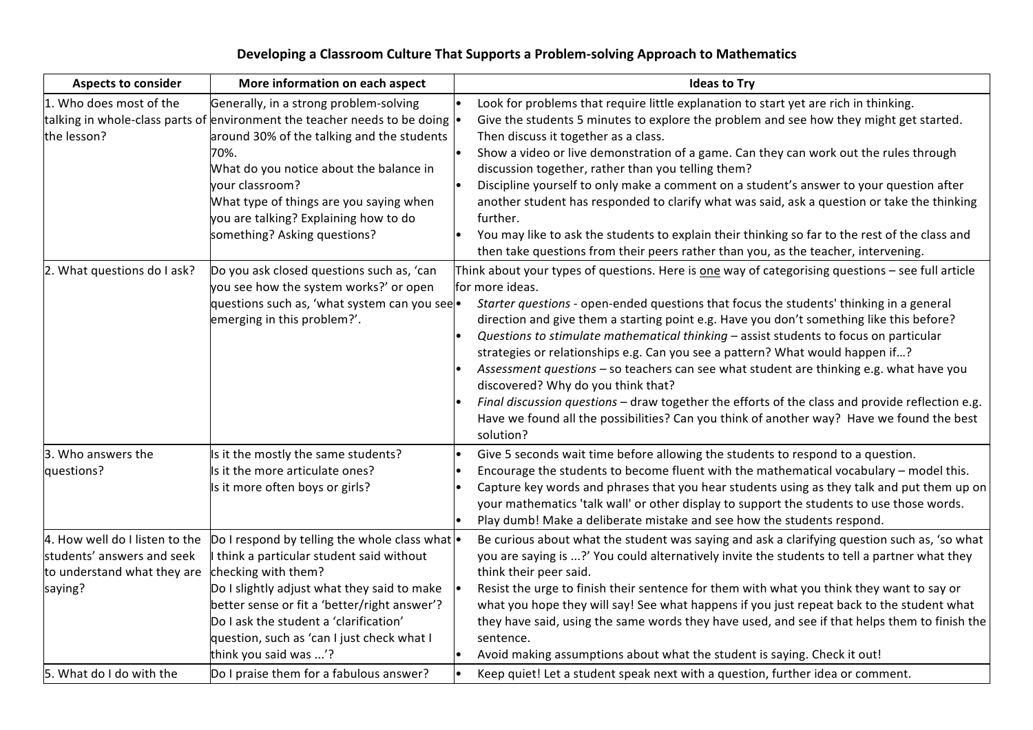# Developing a Classroom Culture That Supports a Problem-solving Approach to Mathematics

| Aspects to consider | More information on each aspect | Ideas to Try |
|---|---|---|
| 1. Who does most of the talking in whole-class parts of the lesson? | Generally, in a strong problem-solving environment the teacher needs to be doing around 30% of the talking and the students 70%.<br>What do you notice about the balance in your classroom?<br>What type of things are you saying when you are talking? Explaining how to do something? Asking questions? | • Look for problems that require little explanation to start yet are rich in thinking.<br>• Give the students 5 minutes to explore the problem and see how they might get started. Then discuss it together as a class.<br>• Show a video or live demonstration of a game. Can they can work out the rules through discussion together, rather than you telling them?<br>• Discipline yourself to only make a comment on a student's answer to your question after another student has responded to clarify what was said, ask a question or take the thinking further.<br>• You may like to ask the students to explain their thinking so far to the rest of the class and then take questions from their peers rather than you, as the teacher, intervening. |
| 2. What questions do I ask? | Do you ask closed questions such as, 'can you see how the system works?' or open questions such as, 'what system can you see emerging in this problem?'. | Think about your types of questions. Here is <u>one</u> way of categorising questions – see full article for more ideas.<br>• *Starter questions* - open-ended questions that focus the students' thinking in a general direction and give them a starting point e.g. Have you don't something like this before?<br>• *Questions to stimulate mathematical thinking* – assist students to focus on particular strategies or relationships e.g. Can you see a pattern? What would happen if…?<br>• *Assessment questions* – so teachers can see what student are thinking e.g. what have you discovered? Why do you think that?<br>• *Final discussion questions* – draw together the efforts of the class and provide reflection e.g. Have we found all the possibilities? Can you think of another way? Have we found the best solution? |
| 3. Who answers the questions? | Is it the mostly the same students?<br>Is it the more articulate ones?<br>Is it more often boys or girls? | • Give 5 seconds wait time before allowing the students to respond to a question.<br>• Encourage the students to become fluent with the mathematical vocabulary – model this.<br>• Capture key words and phrases that you hear students using as they talk and put them up on your mathematics 'talk wall' or other display to support the students to use those words.<br>• Play dumb! Make a deliberate mistake and see how the students respond. |
| 4. How well do I listen to the students' answers and seek to understand what they are saying? | Do I respond by telling the whole class what I think a particular student said without checking with them?<br>Do I slightly adjust what they said to make better sense or fit a 'better/right answer'?<br>Do I ask the student a 'clarification' question, such as 'can I just check what I think you said was ...'? | • Be curious about what the student was saying and ask a clarifying question such as, 'so what you are saying is ...?' You could alternatively invite the students to tell a partner what they think their peer said.<br>• Resist the urge to finish their sentence for them with what you think they want to say or what you hope they will say! See what happens if you just repeat back to the student what they have said, using the same words they have used, and see if that helps them to finish the sentence.<br>• Avoid making assumptions about what the student is saying. Check it out! |
| 5. What do I do with the | Do I praise them for a fabulous answer? | • Keep quiet! Let a student speak next with a question, further idea or comment. |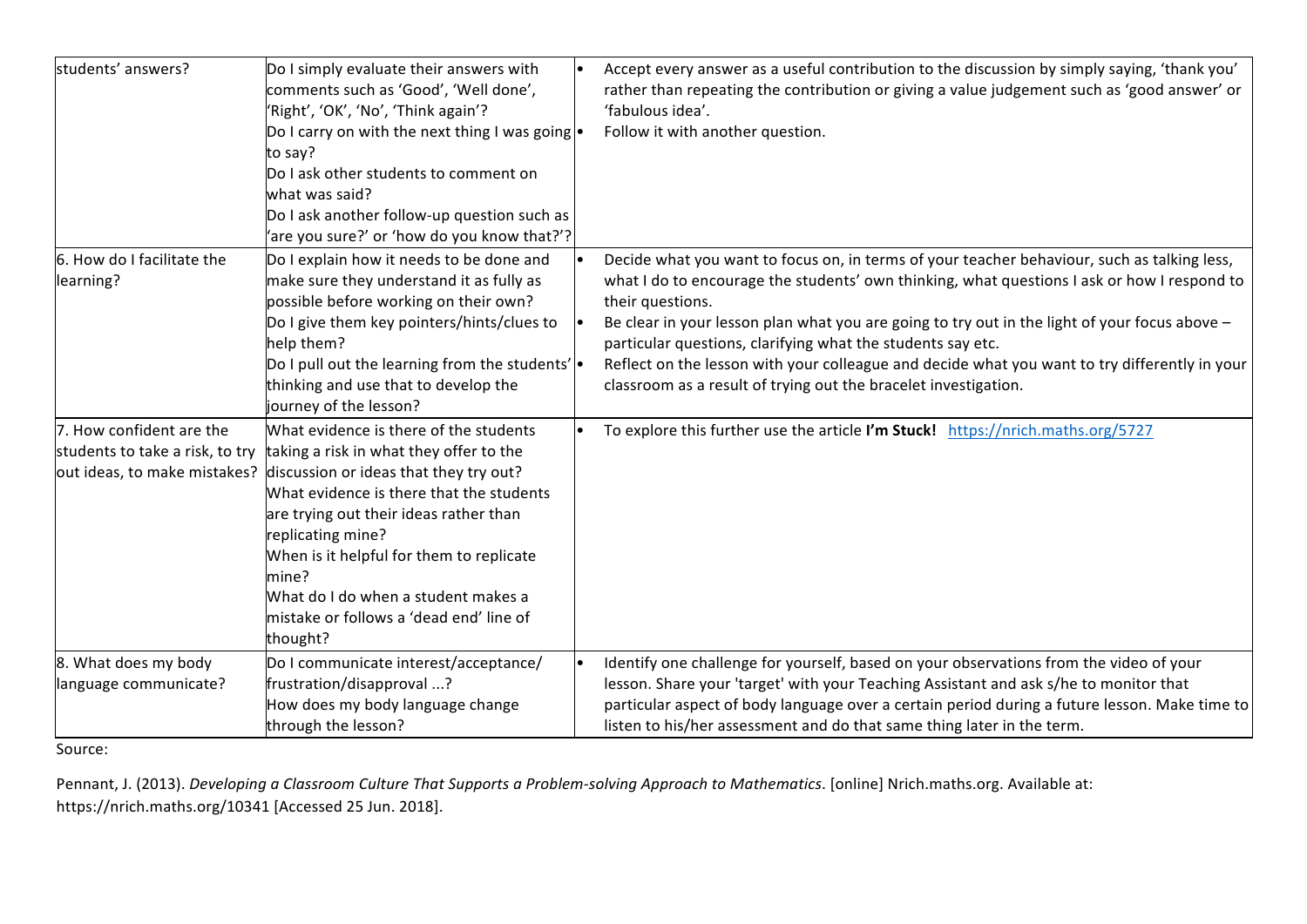| | | |
|---|---|---|
| students' answers? | Do I simply evaluate their answers with comments such as 'Good', 'Well done', 'Right', 'OK', 'No', 'Think again'?<br>Do I carry on with the next thing I was going to say?<br>Do I ask other students to comment on what was said?<br>Do I ask another follow-up question such as 'are you sure?' or 'how do you know that?'? | • Accept every answer as a useful contribution to the discussion by simply saying, 'thank you' rather than repeating the contribution or giving a value judgement such as 'good answer' or 'fabulous idea'.<br>• Follow it with another question. |
| 6. How do I facilitate the learning? | Do I explain how it needs to be done and make sure they understand it as fully as possible before working on their own?<br>Do I give them key pointers/hints/clues to help them?<br>Do I pull out the learning from the students' thinking and use that to develop the journey of the lesson? | • Decide what you want to focus on, in terms of your teacher behaviour, such as talking less, what I do to encourage the students' own thinking, what questions I ask or how I respond to their questions.<br>• Be clear in your lesson plan what you are going to try out in the light of your focus above – particular questions, clarifying what the students say etc.<br>• Reflect on the lesson with your colleague and decide what you want to try differently in your classroom as a result of trying out the bracelet investigation. |
| 7. How confident are the students to take a risk, to try out ideas, to make mistakes? | What evidence is there of the students taking a risk in what they offer to the discussion or ideas that they try out?<br>What evidence is there that the students are trying out their ideas rather than replicating mine?<br>When is it helpful for them to replicate mine?<br>What do I do when a student makes a mistake or follows a 'dead end' line of thought? | • To explore this further use the article **I'm Stuck!** https://nrich.maths.org/5727 |
| 8. What does my body language communicate? | Do I communicate interest/acceptance/ frustration/disapproval ...?<br>How does my body language change through the lesson? | • Identify one challenge for yourself, based on your observations from the video of your lesson. Share your 'target' with your Teaching Assistant and ask s/he to monitor that particular aspect of body language over a certain period during a future lesson. Make time to listen to his/her assessment and do that same thing later in the term. |

Source:

Pennant, J. (2013). *Developing a Classroom Culture That Supports a Problem-solving Approach to Mathematics*. [online] Nrich.maths.org. Available at: https://nrich.maths.org/10341 [Accessed 25 Jun. 2018].